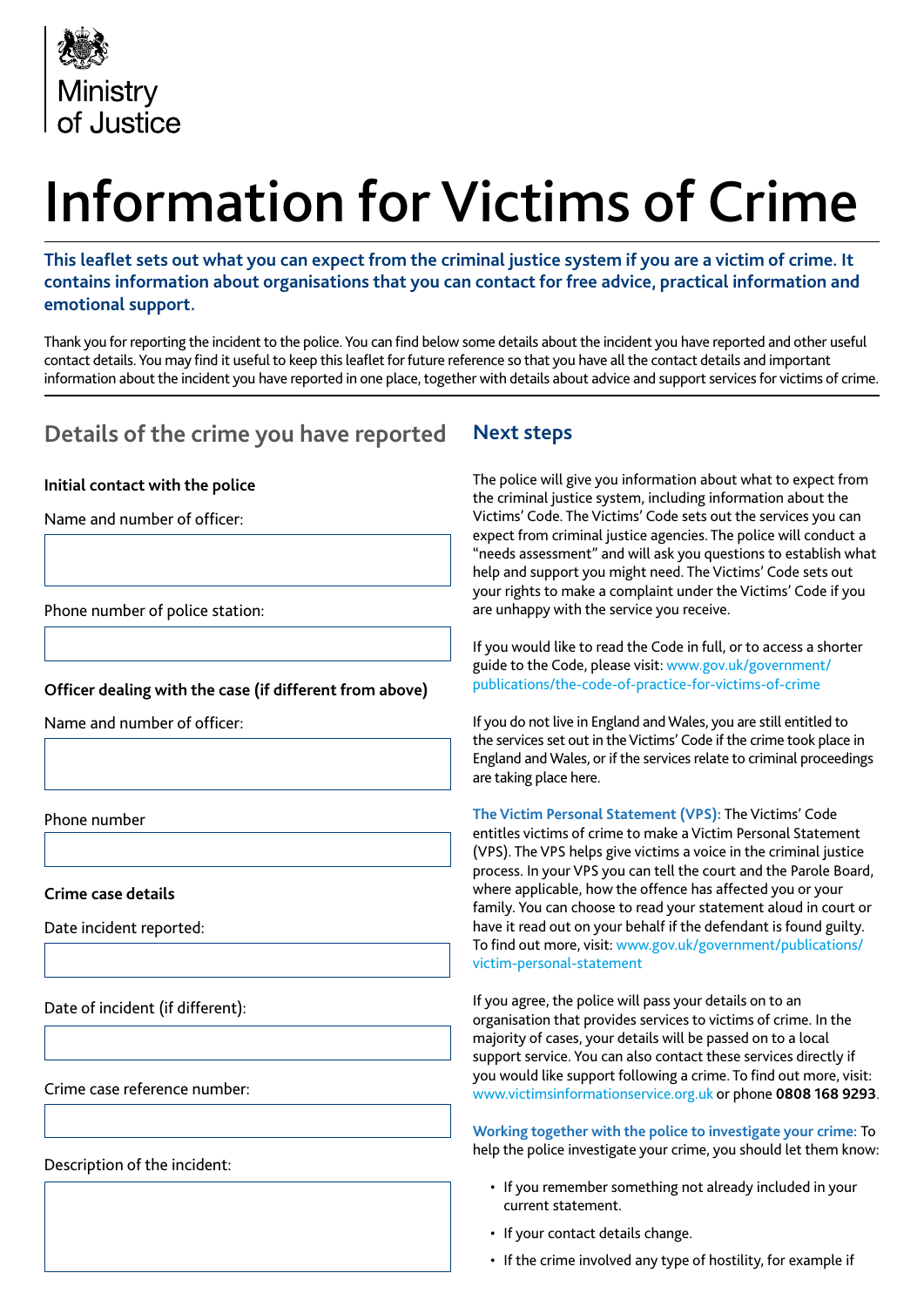Ministry of Justice

# Information for Victims of Crime

**This leaflet sets out what you can expect from the criminal justice system if you are a victim of crime. It contains information about organisations that you can contact for free advice, practical information and emotional support.**

Thank you for reporting the incident to the police. You can find below some details about the incident you have reported and other useful contact details. You may find it useful to keep this leaflet for future reference so that you have all the contact details and important information about the incident you have reported in one place, together with details about advice and support services for victims of crime.

## Details of the crime you have reported

**Initial contact with the police**

Name and number of officer:

Phone number of police station:

**Officer dealing with the case (if different from above)**

Name and number of officer:

Phone number

**Crime case details**

Date incident reported:

Date of incident (if different):

Crime case reference number:

Description of the incident:

## Next steps

The police will give you information about what to expect from the criminal justice system, including information about the Victims' Code. The Victims' Code sets out the services you can expect from criminal justice agencies. The police will conduct a "needs assessment" and will ask you questions to establish what help and support you might need. The Victims' Code sets out your rights to make a complaint under the Victims' Code if you are unhappy with the service you receive.

If you would like to read the Code in full, or to access a shorter guide to the Code, please visit: www.gov.uk/government/publications/the-code-of-practice-for-victims-of-crime

If you do not live in England and Wales, you are still entitled to the services set out in the Victims' Code if the crime took place in England and Wales, or if the services relate to criminal proceedings are taking place here.

**The Victim Personal Statement (VPS):** The Victims' Code entitles victims of crime to make a Victim Personal Statement (VPS). The VPS helps give victims a voice in the criminal justice process. In your VPS you can tell the court and the Parole Board, where applicable, how the offence has affected you or your family. You can choose to read your statement aloud in court or have it read out on your behalf if the defendant is found guilty. To find out more, visit: www.gov.uk/government/publications/victim-personal-statement

If you agree, the police will pass your details on to an organisation that provides services to victims of crime. In the majority of cases, your details will be passed on to a local support service. You can also contact these services directly if you would like support following a crime. To find out more, visit: www.victimsinformationservice.org.uk or phone **0808 168 9293**.

**Working together with the police to investigate your crime:** To help the police investigate your crime, you should let them know:

- If you remember something not already included in your current statement.
- If your contact details change.
- If the crime involved any type of hostility, for example if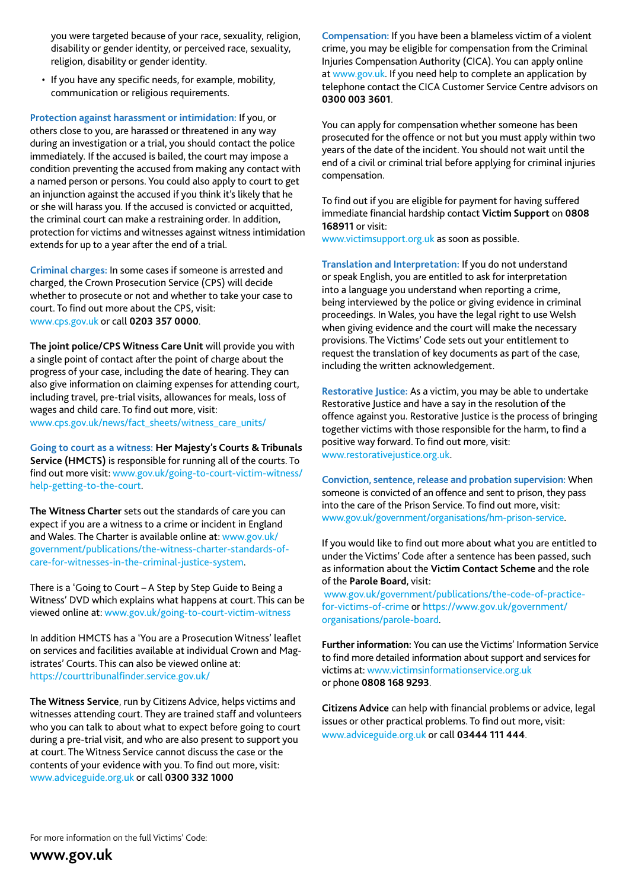you were targeted because of your race, sexuality, religion, disability or gender identity, or perceived race, sexuality, religion, disability or gender identity.

- If you have any specific needs, for example, mobility, communication or religious requirements.

**Protection against harassment or intimidation:** If you, or others close to you, are harassed or threatened in any way during an investigation or a trial, you should contact the police immediately. If the accused is bailed, the court may impose a condition preventing the accused from making any contact with a named person or persons. You could also apply to court to get an injunction against the accused if you think it's likely that he or she will harass you. If the accused is convicted or acquitted, the criminal court can make a restraining order. In addition, protection for victims and witnesses against witness intimidation extends for up to a year after the end of a trial.

**Criminal charges:** In some cases if someone is arrested and charged, the Crown Prosecution Service (CPS) will decide whether to prosecute or not and whether to take your case to court. To find out more about the CPS, visit: www.cps.gov.uk or call **0203 357 0000**.

**The joint police/CPS Witness Care Unit** will provide you with a single point of contact after the point of charge about the progress of your case, including the date of hearing. They can also give information on claiming expenses for attending court, including travel, pre-trial visits, allowances for meals, loss of wages and child care. To find out more, visit: www.cps.gov.uk/news/fact_sheets/witness_care_units/

**Going to court as a witness:** **Her Majesty's Courts & Tribunals Service (HMCTS)** is responsible for running all of the courts. To find out more visit: www.gov.uk/going-to-court-victim-witness/help-getting-to-the-court.

**The Witness Charter** sets out the standards of care you can expect if you are a witness to a crime or incident in England and Wales. The Charter is available online at: www.gov.uk/government/publications/the-witness-charter-standards-of-care-for-witnesses-in-the-criminal-justice-system.

There is a 'Going to Court – A Step by Step Guide to Being a Witness' DVD which explains what happens at court. This can be viewed online at: www.gov.uk/going-to-court-victim-witness

In addition HMCTS has a 'You are a Prosecution Witness' leaflet on services and facilities available at individual Crown and Magistrates' Courts. This can also be viewed online at: https://courttribunalfinder.service.gov.uk/

**The Witness Service**, run by Citizens Advice, helps victims and witnesses attending court. They are trained staff and volunteers who you can talk to about what to expect before going to court during a pre-trial visit, and who are also present to support you at court. The Witness Service cannot discuss the case or the contents of your evidence with you. To find out more, visit: www.adviceguide.org.uk or call **0300 332 1000**

**Compensation:** If you have been a blameless victim of a violent crime, you may be eligible for compensation from the Criminal Injuries Compensation Authority (CICA). You can apply online at www.gov.uk. If you need help to complete an application by telephone contact the CICA Customer Service Centre advisors on **0300 003 3601**.

You can apply for compensation whether someone has been prosecuted for the offence or not but you must apply within two years of the date of the incident. You should not wait until the end of a civil or criminal trial before applying for criminal injuries compensation.

To find out if you are eligible for payment for having suffered immediate financial hardship contact **Victim Support** on **0808 168911** or visit: www.victimsupport.org.uk as soon as possible.

**Translation and Interpretation:** If you do not understand or speak English, you are entitled to ask for interpretation into a language you understand when reporting a crime, being interviewed by the police or giving evidence in criminal proceedings. In Wales, you have the legal right to use Welsh when giving evidence and the court will make the necessary provisions. The Victims' Code sets out your entitlement to request the translation of key documents as part of the case, including the written acknowledgement.

**Restorative Justice:** As a victim, you may be able to undertake Restorative Justice and have a say in the resolution of the offence against you. Restorative Justice is the process of bringing together victims with those responsible for the harm, to find a positive way forward. To find out more, visit: www.restorativejustice.org.uk.

**Conviction, sentence, release and probation supervision:** When someone is convicted of an offence and sent to prison, they pass into the care of the Prison Service. To find out more, visit: www.gov.uk/government/organisations/hm-prison-service.

If you would like to find out more about what you are entitled to under the Victims' Code after a sentence has been passed, such as information about the **Victim Contact Scheme** and the role of the **Parole Board**, visit: www.gov.uk/government/publications/the-code-of-practice-for-victims-of-crime or https://www.gov.uk/government/organisations/parole-board.

**Further information:** You can use the Victims' Information Service to find more detailed information about support and services for victims at: www.victimsinformationservice.org.uk or phone **0808 168 9293**.

**Citizens Advice** can help with financial problems or advice, legal issues or other practical problems. To find out more, visit: www.adviceguide.org.uk or call **03444 111 444**.

For more information on the full Victims' Code:

**www.gov.uk**